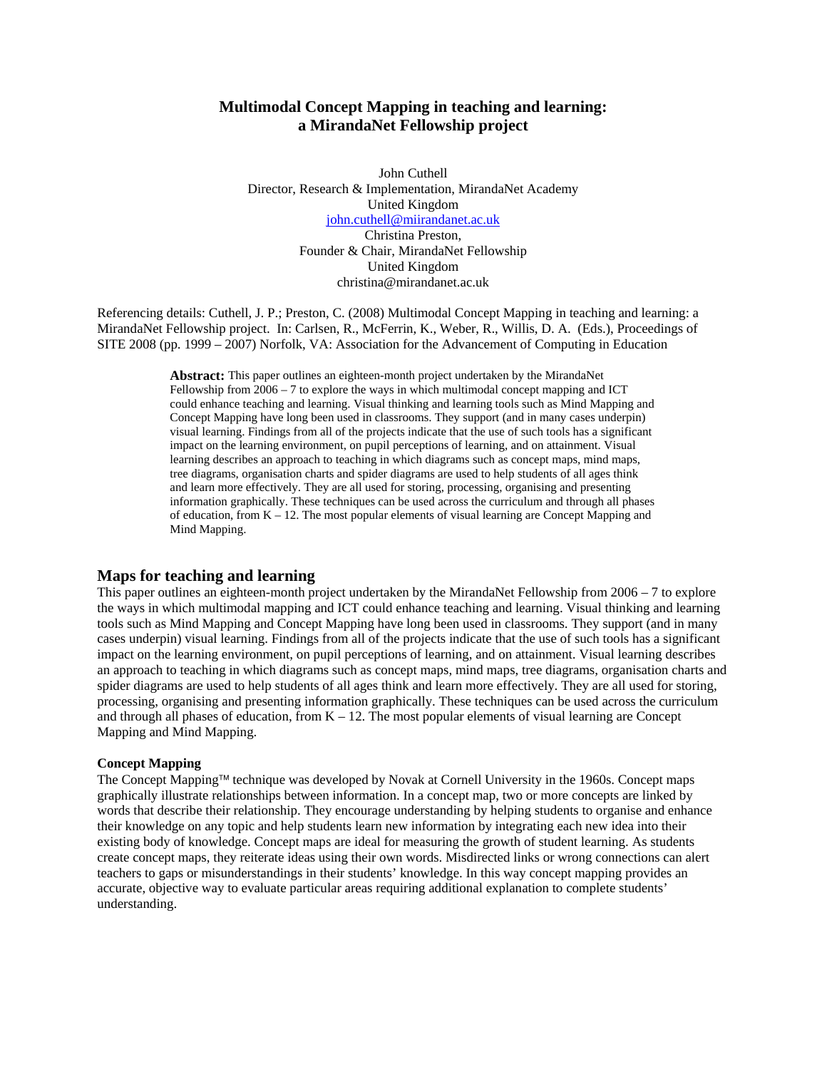# Multimodal Concept Mapping in teaching and learning: a MirandaNet Fellowship project

John Cuthell
Director, Research & Implementation, MirandaNet Academy
United Kingdom
john.cuthell@miirandanet.ac.uk
Christina Preston,
Founder & Chair, MirandaNet Fellowship
United Kingdom
christina@mirandanet.ac.uk

Referencing details: Cuthell, J. P.; Preston, C. (2008) Multimodal Concept Mapping in teaching and learning: a MirandaNet Fellowship project. In: Carlsen, R., McFerrin, K., Weber, R., Willis, D. A. (Eds.), Proceedings of SITE 2008 (pp. 1999 – 2007) Norfolk, VA: Association for the Advancement of Computing in Education

> **Abstract:** This paper outlines an eighteen-month project undertaken by the MirandaNet Fellowship from 2006 – 7 to explore the ways in which multimodal concept mapping and ICT could enhance teaching and learning. Visual thinking and learning tools such as Mind Mapping and Concept Mapping have long been used in classrooms. They support (and in many cases underpin) visual learning. Findings from all of the projects indicate that the use of such tools has a significant impact on the learning environment, on pupil perceptions of learning, and on attainment. Visual learning describes an approach to teaching in which diagrams such as concept maps, mind maps, tree diagrams, organisation charts and spider diagrams are used to help students of all ages think and learn more effectively. They are all used for storing, processing, organising and presenting information graphically. These techniques can be used across the curriculum and through all phases of education, from K – 12. The most popular elements of visual learning are Concept Mapping and Mind Mapping.

## Maps for teaching and learning

This paper outlines an eighteen-month project undertaken by the MirandaNet Fellowship from 2006 – 7 to explore the ways in which multimodal mapping and ICT could enhance teaching and learning. Visual thinking and learning tools such as Mind Mapping and Concept Mapping have long been used in classrooms. They support (and in many cases underpin) visual learning. Findings from all of the projects indicate that the use of such tools has a significant impact on the learning environment, on pupil perceptions of learning, and on attainment. Visual learning describes an approach to teaching in which diagrams such as concept maps, mind maps, tree diagrams, organisation charts and spider diagrams are used to help students of all ages think and learn more effectively. They are all used for storing, processing, organising and presenting information graphically. These techniques can be used across the curriculum and through all phases of education, from K – 12. The most popular elements of visual learning are Concept Mapping and Mind Mapping.

### Concept Mapping

The Concept Mapping™ technique was developed by Novak at Cornell University in the 1960s. Concept maps graphically illustrate relationships between information. In a concept map, two or more concepts are linked by words that describe their relationship. They encourage understanding by helping students to organise and enhance their knowledge on any topic and help students learn new information by integrating each new idea into their existing body of knowledge. Concept maps are ideal for measuring the growth of student learning. As students create concept maps, they reiterate ideas using their own words. Misdirected links or wrong connections can alert teachers to gaps or misunderstandings in their students' knowledge. In this way concept mapping provides an accurate, objective way to evaluate particular areas requiring additional explanation to complete students' understanding.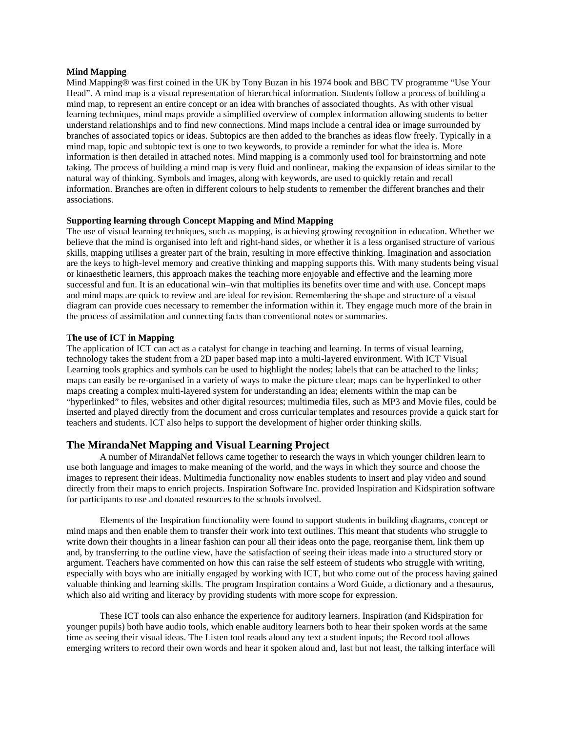**Mind Mapping**

Mind Mapping® was first coined in the UK by Tony Buzan in his 1974 book and BBC TV programme "Use Your Head". A mind map is a visual representation of hierarchical information. Students follow a process of building a mind map, to represent an entire concept or an idea with branches of associated thoughts. As with other visual learning techniques, mind maps provide a simplified overview of complex information allowing students to better understand relationships and to find new connections. Mind maps include a central idea or image surrounded by branches of associated topics or ideas. Subtopics are then added to the branches as ideas flow freely. Typically in a mind map, topic and subtopic text is one to two keywords, to provide a reminder for what the idea is. More information is then detailed in attached notes. Mind mapping is a commonly used tool for brainstorming and note taking. The process of building a mind map is very fluid and nonlinear, making the expansion of ideas similar to the natural way of thinking. Symbols and images, along with keywords, are used to quickly retain and recall information. Branches are often in different colours to help students to remember the different branches and their associations.

**Supporting learning through Concept Mapping and Mind Mapping**

The use of visual learning techniques, such as mapping, is achieving growing recognition in education. Whether we believe that the mind is organised into left and right-hand sides, or whether it is a less organised structure of various skills, mapping utilises a greater part of the brain, resulting in more effective thinking. Imagination and association are the keys to high-level memory and creative thinking and mapping supports this. With many students being visual or kinaesthetic learners, this approach makes the teaching more enjoyable and effective and the learning more successful and fun. It is an educational win–win that multiplies its benefits over time and with use. Concept maps and mind maps are quick to review and are ideal for revision. Remembering the shape and structure of a visual diagram can provide cues necessary to remember the information within it. They engage much more of the brain in the process of assimilation and connecting facts than conventional notes or summaries.

**The use of ICT in Mapping**

The application of ICT can act as a catalyst for change in teaching and learning. In terms of visual learning, technology takes the student from a 2D paper based map into a multi-layered environment. With ICT Visual Learning tools graphics and symbols can be used to highlight the nodes; labels that can be attached to the links; maps can easily be re-organised in a variety of ways to make the picture clear; maps can be hyperlinked to other maps creating a complex multi-layered system for understanding an idea; elements within the map can be "hyperlinked" to files, websites and other digital resources; multimedia files, such as MP3 and Movie files, could be inserted and played directly from the document and cross curricular templates and resources provide a quick start for teachers and students. ICT also helps to support the development of higher order thinking skills.

## The MirandaNet Mapping and Visual Learning Project

A number of MirandaNet fellows came together to research the ways in which younger children learn to use both language and images to make meaning of the world, and the ways in which they source and choose the images to represent their ideas. Multimedia functionality now enables students to insert and play video and sound directly from their maps to enrich projects. Inspiration Software Inc. provided Inspiration and Kidspiration software for participants to use and donated resources to the schools involved.

Elements of the Inspiration functionality were found to support students in building diagrams, concept or mind maps and then enable them to transfer their work into text outlines. This meant that students who struggle to write down their thoughts in a linear fashion can pour all their ideas onto the page, reorganise them, link them up and, by transferring to the outline view, have the satisfaction of seeing their ideas made into a structured story or argument. Teachers have commented on how this can raise the self esteem of students who struggle with writing, especially with boys who are initially engaged by working with ICT, but who come out of the process having gained valuable thinking and learning skills. The program Inspiration contains a Word Guide, a dictionary and a thesaurus, which also aid writing and literacy by providing students with more scope for expression.

These ICT tools can also enhance the experience for auditory learners. Inspiration (and Kidspiration for younger pupils) both have audio tools, which enable auditory learners both to hear their spoken words at the same time as seeing their visual ideas. The Listen tool reads aloud any text a student inputs; the Record tool allows emerging writers to record their own words and hear it spoken aloud and, last but not least, the talking interface will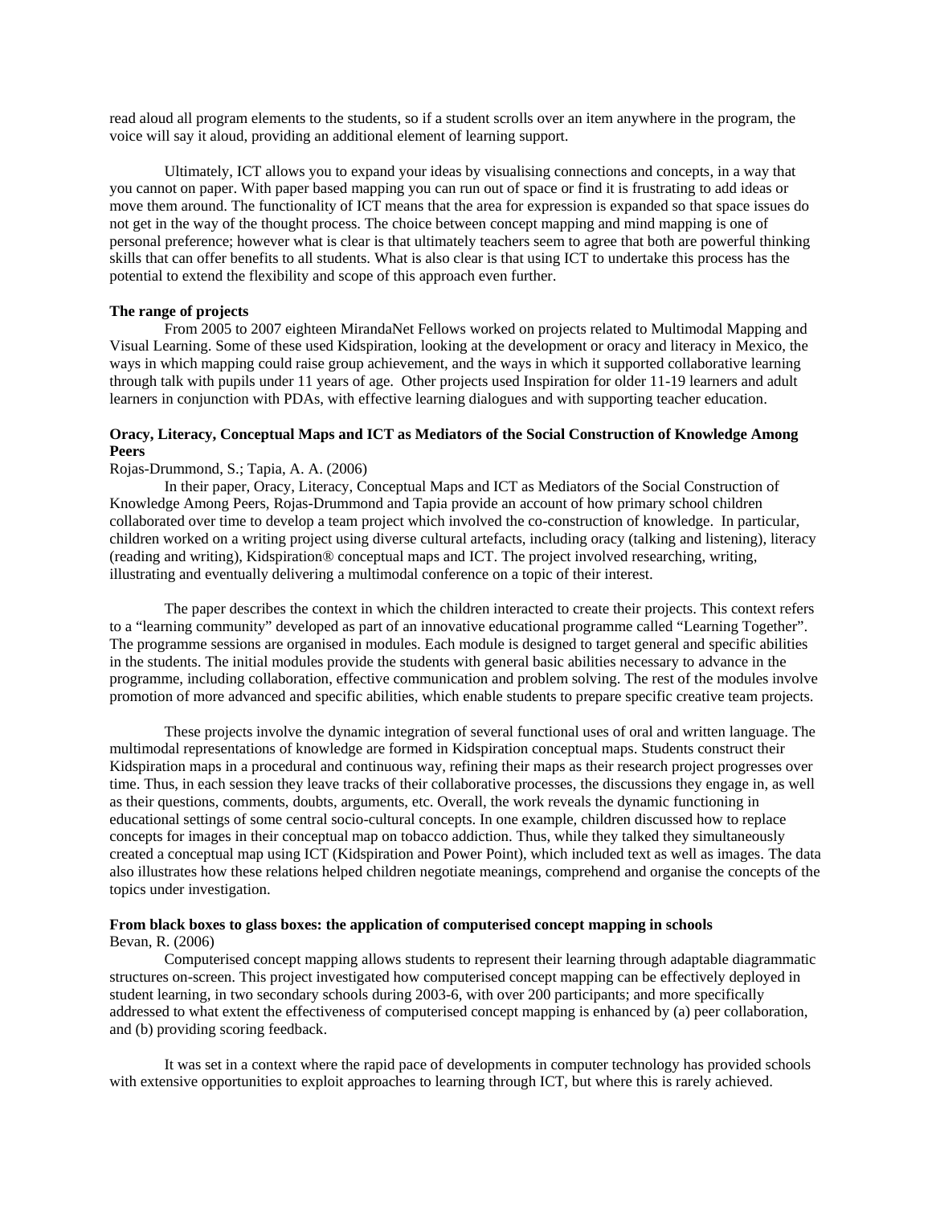read aloud all program elements to the students, so if a student scrolls over an item anywhere in the program, the voice will say it aloud, providing an additional element of learning support.

Ultimately, ICT allows you to expand your ideas by visualising connections and concepts, in a way that you cannot on paper. With paper based mapping you can run out of space or find it is frustrating to add ideas or move them around. The functionality of ICT means that the area for expression is expanded so that space issues do not get in the way of the thought process. The choice between concept mapping and mind mapping is one of personal preference; however what is clear is that ultimately teachers seem to agree that both are powerful thinking skills that can offer benefits to all students. What is also clear is that using ICT to undertake this process has the potential to extend the flexibility and scope of this approach even further.

**The range of projects**

From 2005 to 2007 eighteen MirandaNet Fellows worked on projects related to Multimodal Mapping and Visual Learning. Some of these used Kidspiration, looking at the development or oracy and literacy in Mexico, the ways in which mapping could raise group achievement, and the ways in which it supported collaborative learning through talk with pupils under 11 years of age. Other projects used Inspiration for older 11-19 learners and adult learners in conjunction with PDAs, with effective learning dialogues and with supporting teacher education.

**Oracy, Literacy, Conceptual Maps and ICT as Mediators of the Social Construction of Knowledge Among Peers**

Rojas-Drummond, S.; Tapia, A. A. (2006)

In their paper, Oracy, Literacy, Conceptual Maps and ICT as Mediators of the Social Construction of Knowledge Among Peers, Rojas-Drummond and Tapia provide an account of how primary school children collaborated over time to develop a team project which involved the co-construction of knowledge. In particular, children worked on a writing project using diverse cultural artefacts, including oracy (talking and listening), literacy (reading and writing), Kidspiration® conceptual maps and ICT. The project involved researching, writing, illustrating and eventually delivering a multimodal conference on a topic of their interest.

The paper describes the context in which the children interacted to create their projects. This context refers to a "learning community" developed as part of an innovative educational programme called "Learning Together". The programme sessions are organised in modules. Each module is designed to target general and specific abilities in the students. The initial modules provide the students with general basic abilities necessary to advance in the programme, including collaboration, effective communication and problem solving. The rest of the modules involve promotion of more advanced and specific abilities, which enable students to prepare specific creative team projects.

These projects involve the dynamic integration of several functional uses of oral and written language. The multimodal representations of knowledge are formed in Kidspiration conceptual maps. Students construct their Kidspiration maps in a procedural and continuous way, refining their maps as their research project progresses over time. Thus, in each session they leave tracks of their collaborative processes, the discussions they engage in, as well as their questions, comments, doubts, arguments, etc. Overall, the work reveals the dynamic functioning in educational settings of some central socio-cultural concepts. In one example, children discussed how to replace concepts for images in their conceptual map on tobacco addiction. Thus, while they talked they simultaneously created a conceptual map using ICT (Kidspiration and Power Point), which included text as well as images. The data also illustrates how these relations helped children negotiate meanings, comprehend and organise the concepts of the topics under investigation.

**From black boxes to glass boxes: the application of computerised concept mapping in schools**

Bevan, R. (2006)

Computerised concept mapping allows students to represent their learning through adaptable diagrammatic structures on-screen. This project investigated how computerised concept mapping can be effectively deployed in student learning, in two secondary schools during 2003-6, with over 200 participants; and more specifically addressed to what extent the effectiveness of computerised concept mapping is enhanced by (a) peer collaboration, and (b) providing scoring feedback.

It was set in a context where the rapid pace of developments in computer technology has provided schools with extensive opportunities to exploit approaches to learning through ICT, but where this is rarely achieved.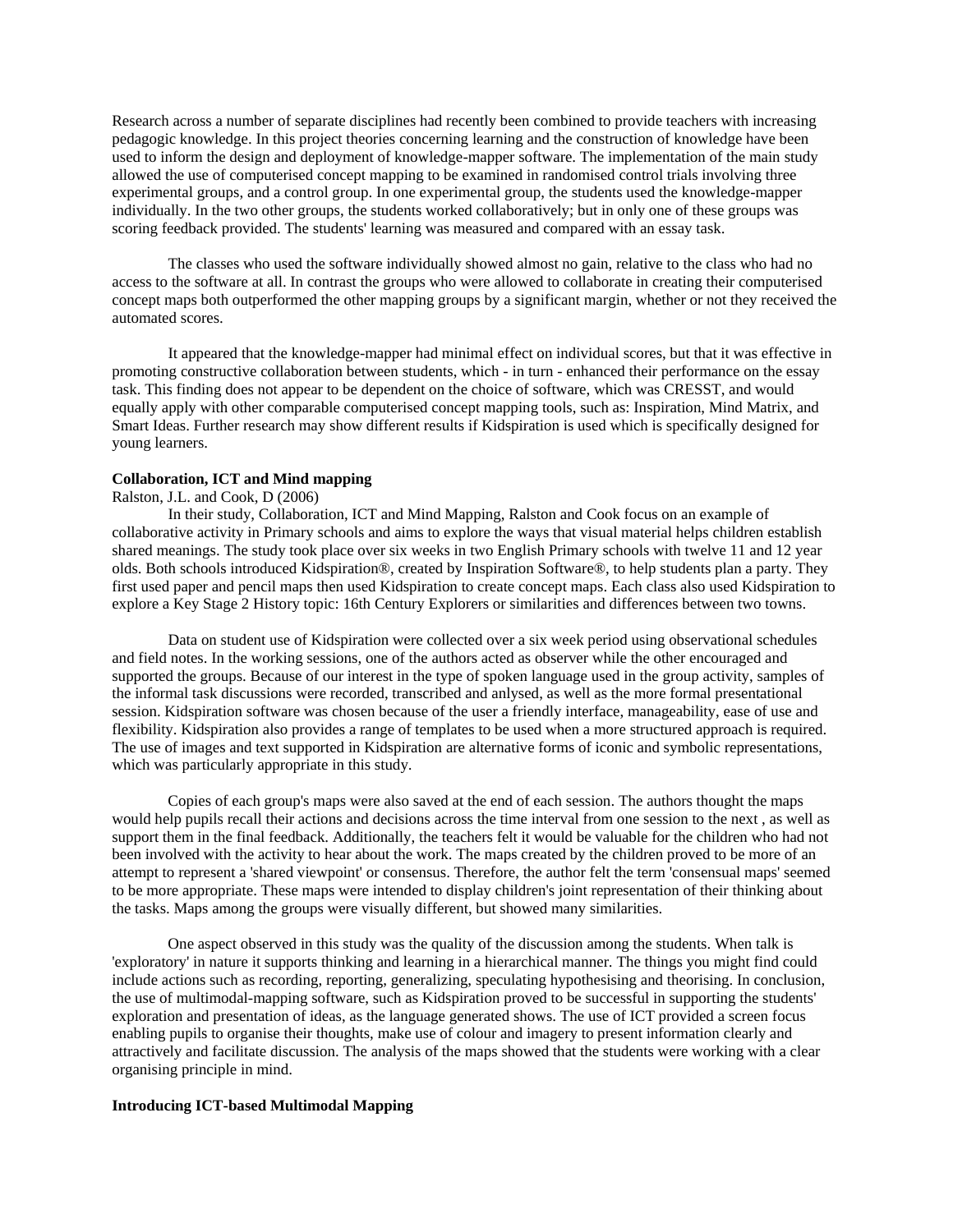Research across a number of separate disciplines had recently been combined to provide teachers with increasing pedagogic knowledge. In this project theories concerning learning and the construction of knowledge have been used to inform the design and deployment of knowledge-mapper software. The implementation of the main study allowed the use of computerised concept mapping to be examined in randomised control trials involving three experimental groups, and a control group. In one experimental group, the students used the knowledge-mapper individually. In the two other groups, the students worked collaboratively; but in only one of these groups was scoring feedback provided. The students' learning was measured and compared with an essay task.

The classes who used the software individually showed almost no gain, relative to the class who had no access to the software at all. In contrast the groups who were allowed to collaborate in creating their computerised concept maps both outperformed the other mapping groups by a significant margin, whether or not they received the automated scores.

It appeared that the knowledge-mapper had minimal effect on individual scores, but that it was effective in promoting constructive collaboration between students, which - in turn - enhanced their performance on the essay task. This finding does not appear to be dependent on the choice of software, which was CRESST, and would equally apply with other comparable computerised concept mapping tools, such as: Inspiration, Mind Matrix, and Smart Ideas. Further research may show different results if Kidspiration is used which is specifically designed for young learners.

**Collaboration, ICT and Mind mapping**

Ralston, J.L. and Cook, D (2006)

In their study, Collaboration, ICT and Mind Mapping, Ralston and Cook focus on an example of collaborative activity in Primary schools and aims to explore the ways that visual material helps children establish shared meanings. The study took place over six weeks in two English Primary schools with twelve 11 and 12 year olds. Both schools introduced Kidspiration®, created by Inspiration Software®, to help students plan a party. They first used paper and pencil maps then used Kidspiration to create concept maps. Each class also used Kidspiration to explore a Key Stage 2 History topic: 16th Century Explorers or similarities and differences between two towns.

Data on student use of Kidspiration were collected over a six week period using observational schedules and field notes. In the working sessions, one of the authors acted as observer while the other encouraged and supported the groups. Because of our interest in the type of spoken language used in the group activity, samples of the informal task discussions were recorded, transcribed and anlysed, as well as the more formal presentational session. Kidspiration software was chosen because of the user a friendly interface, manageability, ease of use and flexibility. Kidspiration also provides a range of templates to be used when a more structured approach is required. The use of images and text supported in Kidspiration are alternative forms of iconic and symbolic representations, which was particularly appropriate in this study.

Copies of each group's maps were also saved at the end of each session. The authors thought the maps would help pupils recall their actions and decisions across the time interval from one session to the next , as well as support them in the final feedback. Additionally, the teachers felt it would be valuable for the children who had not been involved with the activity to hear about the work. The maps created by the children proved to be more of an attempt to represent a 'shared viewpoint' or consensus. Therefore, the author felt the term 'consensual maps' seemed to be more appropriate. These maps were intended to display children's joint representation of their thinking about the tasks. Maps among the groups were visually different, but showed many similarities.

One aspect observed in this study was the quality of the discussion among the students. When talk is 'exploratory' in nature it supports thinking and learning in a hierarchical manner. The things you might find could include actions such as recording, reporting, generalizing, speculating hypothesising and theorising. In conclusion, the use of multimodal-mapping software, such as Kidspiration proved to be successful in supporting the students' exploration and presentation of ideas, as the language generated shows. The use of ICT provided a screen focus enabling pupils to organise their thoughts, make use of colour and imagery to present information clearly and attractively and facilitate discussion. The analysis of the maps showed that the students were working with a clear organising principle in mind.

**Introducing ICT-based Multimodal Mapping**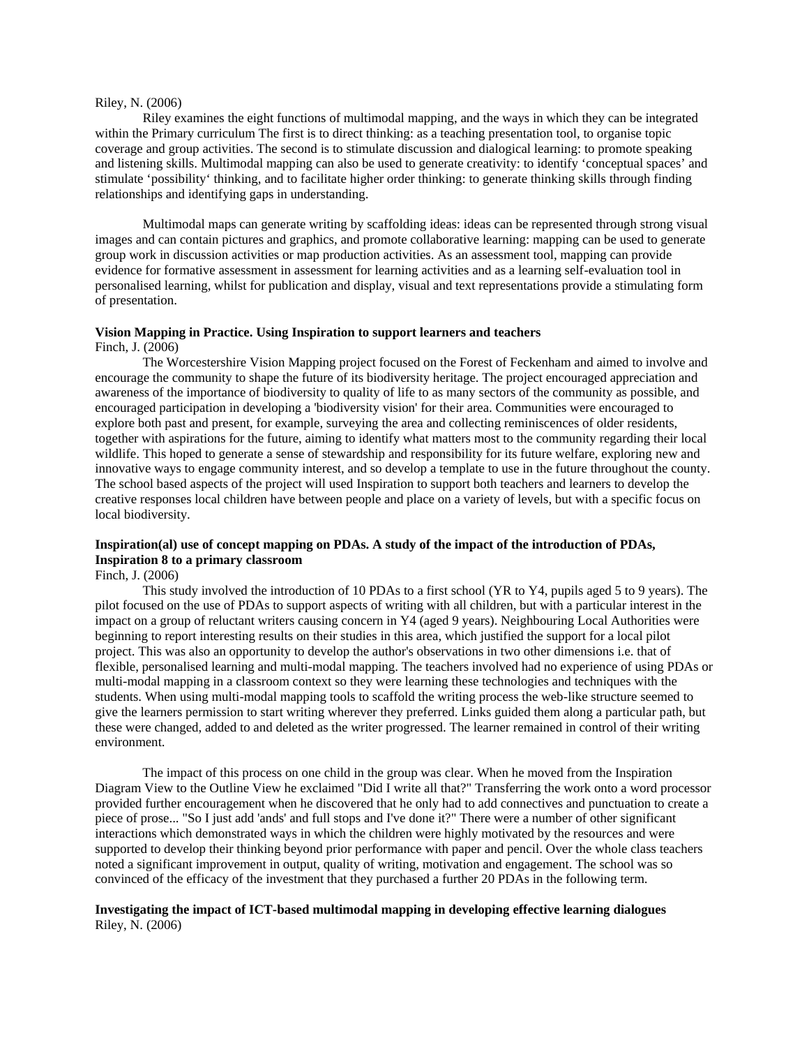Riley, N. (2006)

Riley examines the eight functions of multimodal mapping, and the ways in which they can be integrated within the Primary curriculum The first is to direct thinking: as a teaching presentation tool, to organise topic coverage and group activities. The second is to stimulate discussion and dialogical learning: to promote speaking and listening skills. Multimodal mapping can also be used to generate creativity: to identify 'conceptual spaces' and stimulate 'possibility' thinking, and to facilitate higher order thinking: to generate thinking skills through finding relationships and identifying gaps in understanding.

Multimodal maps can generate writing by scaffolding ideas: ideas can be represented through strong visual images and can contain pictures and graphics, and promote collaborative learning: mapping can be used to generate group work in discussion activities or map production activities. As an assessment tool, mapping can provide evidence for formative assessment in assessment for learning activities and as a learning self-evaluation tool in personalised learning, whilst for publication and display, visual and text representations provide a stimulating form of presentation.

**Vision Mapping in Practice. Using Inspiration to support learners and teachers**
Finch, J. (2006)

The Worcestershire Vision Mapping project focused on the Forest of Feckenham and aimed to involve and encourage the community to shape the future of its biodiversity heritage. The project encouraged appreciation and awareness of the importance of biodiversity to quality of life to as many sectors of the community as possible, and encouraged participation in developing a 'biodiversity vision' for their area. Communities were encouraged to explore both past and present, for example, surveying the area and collecting reminiscences of older residents, together with aspirations for the future, aiming to identify what matters most to the community regarding their local wildlife. This hoped to generate a sense of stewardship and responsibility for its future welfare, exploring new and innovative ways to engage community interest, and so develop a template to use in the future throughout the county. The school based aspects of the project will used Inspiration to support both teachers and learners to develop the creative responses local children have between people and place on a variety of levels, but with a specific focus on local biodiversity.

**Inspiration(al) use of concept mapping on PDAs. A study of the impact of the introduction of PDAs, Inspiration 8 to a primary classroom**
Finch, J. (2006)

This study involved the introduction of 10 PDAs to a first school (YR to Y4, pupils aged 5 to 9 years). The pilot focused on the use of PDAs to support aspects of writing with all children, but with a particular interest in the impact on a group of reluctant writers causing concern in Y4 (aged 9 years). Neighbouring Local Authorities were beginning to report interesting results on their studies in this area, which justified the support for a local pilot project. This was also an opportunity to develop the author's observations in two other dimensions i.e. that of flexible, personalised learning and multi-modal mapping. The teachers involved had no experience of using PDAs or multi-modal mapping in a classroom context so they were learning these technologies and techniques with the students. When using multi-modal mapping tools to scaffold the writing process the web-like structure seemed to give the learners permission to start writing wherever they preferred. Links guided them along a particular path, but these were changed, added to and deleted as the writer progressed. The learner remained in control of their writing environment.

The impact of this process on one child in the group was clear. When he moved from the Inspiration Diagram View to the Outline View he exclaimed "Did I write all that?" Transferring the work onto a word processor provided further encouragement when he discovered that he only had to add connectives and punctuation to create a piece of prose... "So I just add 'ands' and full stops and I've done it?" There were a number of other significant interactions which demonstrated ways in which the children were highly motivated by the resources and were supported to develop their thinking beyond prior performance with paper and pencil. Over the whole class teachers noted a significant improvement in output, quality of writing, motivation and engagement. The school was so convinced of the efficacy of the investment that they purchased a further 20 PDAs in the following term.

**Investigating the impact of ICT-based multimodal mapping in developing effective learning dialogues**
Riley, N. (2006)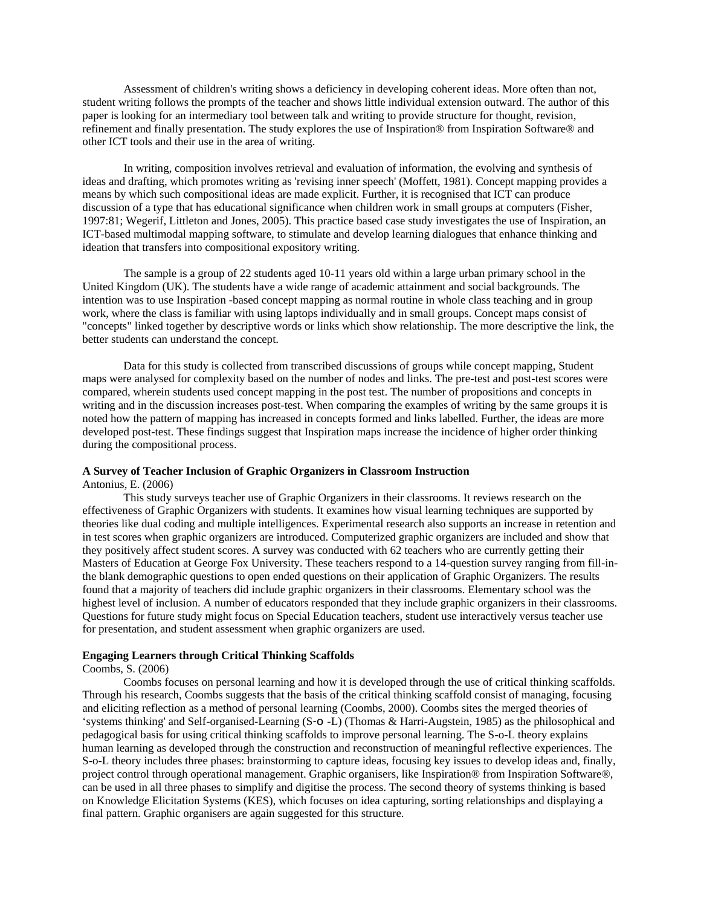Assessment of children's writing shows a deficiency in developing coherent ideas. More often than not, student writing follows the prompts of the teacher and shows little individual extension outward. The author of this paper is looking for an intermediary tool between talk and writing to provide structure for thought, revision, refinement and finally presentation. The study explores the use of Inspiration® from Inspiration Software® and other ICT tools and their use in the area of writing.

In writing, composition involves retrieval and evaluation of information, the evolving and synthesis of ideas and drafting, which promotes writing as 'revising inner speech' (Moffett, 1981). Concept mapping provides a means by which such compositional ideas are made explicit. Further, it is recognised that ICT can produce discussion of a type that has educational significance when children work in small groups at computers (Fisher, 1997:81; Wegerif, Littleton and Jones, 2005). This practice based case study investigates the use of Inspiration, an ICT-based multimodal mapping software, to stimulate and develop learning dialogues that enhance thinking and ideation that transfers into compositional expository writing.

The sample is a group of 22 students aged 10-11 years old within a large urban primary school in the United Kingdom (UK). The students have a wide range of academic attainment and social backgrounds. The intention was to use Inspiration -based concept mapping as normal routine in whole class teaching and in group work, where the class is familiar with using laptops individually and in small groups. Concept maps consist of "concepts" linked together by descriptive words or links which show relationship. The more descriptive the link, the better students can understand the concept.

Data for this study is collected from transcribed discussions of groups while concept mapping, Student maps were analysed for complexity based on the number of nodes and links. The pre-test and post-test scores were compared, wherein students used concept mapping in the post test. The number of propositions and concepts in writing and in the discussion increases post-test. When comparing the examples of writing by the same groups it is noted how the pattern of mapping has increased in concepts formed and links labelled. Further, the ideas are more developed post-test. These findings suggest that Inspiration maps increase the incidence of higher order thinking during the compositional process.

**A Survey of Teacher Inclusion of Graphic Organizers in Classroom Instruction**

Antonius, E. (2006)

This study surveys teacher use of Graphic Organizers in their classrooms. It reviews research on the effectiveness of Graphic Organizers with students. It examines how visual learning techniques are supported by theories like dual coding and multiple intelligences. Experimental research also supports an increase in retention and in test scores when graphic organizers are introduced. Computerized graphic organizers are included and show that they positively affect student scores. A survey was conducted with 62 teachers who are currently getting their Masters of Education at George Fox University. These teachers respond to a 14-question survey ranging from fill-in-the blank demographic questions to open ended questions on their application of Graphic Organizers. The results found that a majority of teachers did include graphic organizers in their classrooms. Elementary school was the highest level of inclusion. A number of educators responded that they include graphic organizers in their classrooms. Questions for future study might focus on Special Education teachers, student use interactively versus teacher use for presentation, and student assessment when graphic organizers are used.

**Engaging Learners through Critical Thinking Scaffolds**

Coombs, S. (2006)

Coombs focuses on personal learning and how it is developed through the use of critical thinking scaffolds. Through his research, Coombs suggests that the basis of the critical thinking scaffold consist of managing, focusing and eliciting reflection as a method of personal learning (Coombs, 2000). Coombs sites the merged theories of 'systems thinking' and Self-organised-Learning (S-o -L) (Thomas & Harri-Augstein, 1985) as the philosophical and pedagogical basis for using critical thinking scaffolds to improve personal learning. The S-o-L theory explains human learning as developed through the construction and reconstruction of meaningful reflective experiences. The S-o-L theory includes three phases: brainstorming to capture ideas, focusing key issues to develop ideas and, finally, project control through operational management. Graphic organisers, like Inspiration® from Inspiration Software®, can be used in all three phases to simplify and digitise the process. The second theory of systems thinking is based on Knowledge Elicitation Systems (KES), which focuses on idea capturing, sorting relationships and displaying a final pattern. Graphic organisers are again suggested for this structure.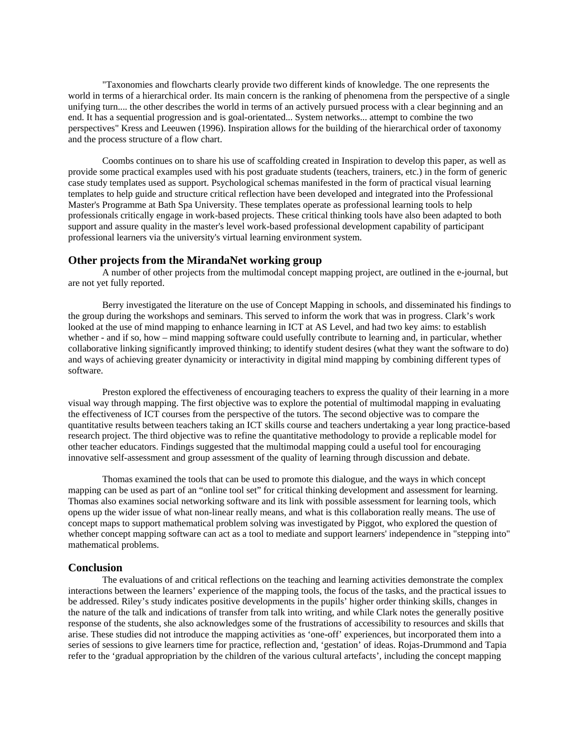"Taxonomies and flowcharts clearly provide two different kinds of knowledge. The one represents the world in terms of a hierarchical order. Its main concern is the ranking of phenomena from the perspective of a single unifying turn.... the other describes the world in terms of an actively pursued process with a clear beginning and an end. It has a sequential progression and is goal-orientated... System networks... attempt to combine the two perspectives" Kress and Leeuwen (1996). Inspiration allows for the building of the hierarchical order of taxonomy and the process structure of a flow chart.

Coombs continues on to share his use of scaffolding created in Inspiration to develop this paper, as well as provide some practical examples used with his post graduate students (teachers, trainers, etc.) in the form of generic case study templates used as support. Psychological schemas manifested in the form of practical visual learning templates to help guide and structure critical reflection have been developed and integrated into the Professional Master's Programme at Bath Spa University. These templates operate as professional learning tools to help professionals critically engage in work-based projects. These critical thinking tools have also been adapted to both support and assure quality in the master's level work-based professional development capability of participant professional learners via the university's virtual learning environment system.

## Other projects from the MirandaNet working group

A number of other projects from the multimodal concept mapping project, are outlined in the e-journal, but are not yet fully reported.

Berry investigated the literature on the use of Concept Mapping in schools, and disseminated his findings to the group during the workshops and seminars. This served to inform the work that was in progress. Clark's work looked at the use of mind mapping to enhance learning in ICT at AS Level, and had two key aims: to establish whether - and if so, how – mind mapping software could usefully contribute to learning and, in particular, whether collaborative linking significantly improved thinking; to identify student desires (what they want the software to do) and ways of achieving greater dynamicity or interactivity in digital mind mapping by combining different types of software.

Preston explored the effectiveness of encouraging teachers to express the quality of their learning in a more visual way through mapping. The first objective was to explore the potential of multimodal mapping in evaluating the effectiveness of ICT courses from the perspective of the tutors. The second objective was to compare the quantitative results between teachers taking an ICT skills course and teachers undertaking a year long practice-based research project. The third objective was to refine the quantitative methodology to provide a replicable model for other teacher educators. Findings suggested that the multimodal mapping could a useful tool for encouraging innovative self-assessment and group assessment of the quality of learning through discussion and debate.

Thomas examined the tools that can be used to promote this dialogue, and the ways in which concept mapping can be used as part of an "online tool set" for critical thinking development and assessment for learning. Thomas also examines social networking software and its link with possible assessment for learning tools, which opens up the wider issue of what non-linear really means, and what is this collaboration really means. The use of concept maps to support mathematical problem solving was investigated by Piggot, who explored the question of whether concept mapping software can act as a tool to mediate and support learners' independence in "stepping into" mathematical problems.

## Conclusion

The evaluations of and critical reflections on the teaching and learning activities demonstrate the complex interactions between the learners' experience of the mapping tools, the focus of the tasks, and the practical issues to be addressed. Riley's study indicates positive developments in the pupils' higher order thinking skills, changes in the nature of the talk and indications of transfer from talk into writing, and while Clark notes the generally positive response of the students, she also acknowledges some of the frustrations of accessibility to resources and skills that arise. These studies did not introduce the mapping activities as 'one-off' experiences, but incorporated them into a series of sessions to give learners time for practice, reflection and, 'gestation' of ideas. Rojas-Drummond and Tapia refer to the 'gradual appropriation by the children of the various cultural artefacts', including the concept mapping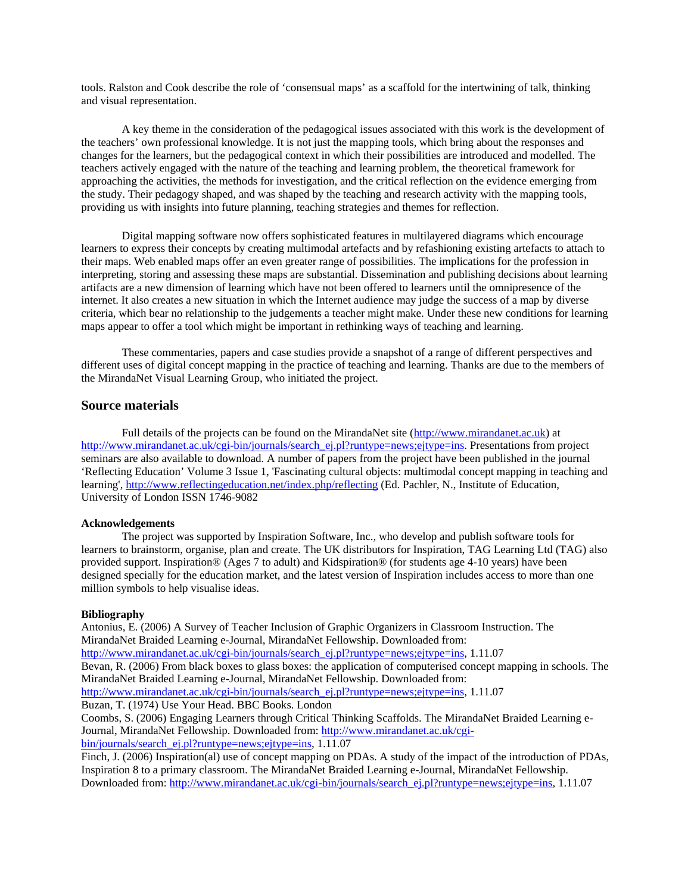tools. Ralston and Cook describe the role of 'consensual maps' as a scaffold for the intertwining of talk, thinking and visual representation.

A key theme in the consideration of the pedagogical issues associated with this work is the development of the teachers' own professional knowledge. It is not just the mapping tools, which bring about the responses and changes for the learners, but the pedagogical context in which their possibilities are introduced and modelled. The teachers actively engaged with the nature of the teaching and learning problem, the theoretical framework for approaching the activities, the methods for investigation, and the critical reflection on the evidence emerging from the study. Their pedagogy shaped, and was shaped by the teaching and research activity with the mapping tools, providing us with insights into future planning, teaching strategies and themes for reflection.

Digital mapping software now offers sophisticated features in multilayered diagrams which encourage learners to express their concepts by creating multimodal artefacts and by refashioning existing artefacts to attach to their maps. Web enabled maps offer an even greater range of possibilities. The implications for the profession in interpreting, storing and assessing these maps are substantial. Dissemination and publishing decisions about learning artifacts are a new dimension of learning which have not been offered to learners until the omnipresence of the internet. It also creates a new situation in which the Internet audience may judge the success of a map by diverse criteria, which bear no relationship to the judgements a teacher might make. Under these new conditions for learning maps appear to offer a tool which might be important in rethinking ways of teaching and learning.

These commentaries, papers and case studies provide a snapshot of a range of different perspectives and different uses of digital concept mapping in the practice of teaching and learning. Thanks are due to the members of the MirandaNet Visual Learning Group, who initiated the project.

## Source materials

Full details of the projects can be found on the MirandaNet site (http://www.mirandanet.ac.uk) at http://www.mirandanet.ac.uk/cgi-bin/journals/search_ej.pl?runtype=news;ejtype=ins. Presentations from project seminars are also available to download. A number of papers from the project have been published in the journal 'Reflecting Education' Volume 3 Issue 1, 'Fascinating cultural objects: multimodal concept mapping in teaching and learning', http://www.reflectingeducation.net/index.php/reflecting (Ed. Pachler, N., Institute of Education, University of London ISSN 1746-9082

**Acknowledgements**

The project was supported by Inspiration Software, Inc., who develop and publish software tools for learners to brainstorm, organise, plan and create. The UK distributors for Inspiration, TAG Learning Ltd (TAG) also provided support. Inspiration® (Ages 7 to adult) and Kidspiration® (for students age 4-10 years) have been designed specially for the education market, and the latest version of Inspiration includes access to more than one million symbols to help visualise ideas.

**Bibliography**

Antonius, E. (2006) A Survey of Teacher Inclusion of Graphic Organizers in Classroom Instruction. The MirandaNet Braided Learning e-Journal, MirandaNet Fellowship. Downloaded from: http://www.mirandanet.ac.uk/cgi-bin/journals/search_ej.pl?runtype=news;ejtype=ins, 1.11.07

Bevan, R. (2006) From black boxes to glass boxes: the application of computerised concept mapping in schools. The MirandaNet Braided Learning e-Journal, MirandaNet Fellowship. Downloaded from: http://www.mirandanet.ac.uk/cgi-bin/journals/search_ej.pl?runtype=news;ejtype=ins, 1.11.07

Buzan, T. (1974) Use Your Head. BBC Books. London

Coombs, S. (2006) Engaging Learners through Critical Thinking Scaffolds. The MirandaNet Braided Learning e-Journal, MirandaNet Fellowship. Downloaded from: http://www.mirandanet.ac.uk/cgi-bin/journals/search_ej.pl?runtype=news;ejtype=ins, 1.11.07

Finch, J. (2006) Inspiration(al) use of concept mapping on PDAs. A study of the impact of the introduction of PDAs, Inspiration 8 to a primary classroom. The MirandaNet Braided Learning e-Journal, MirandaNet Fellowship. Downloaded from: http://www.mirandanet.ac.uk/cgi-bin/journals/search_ej.pl?runtype=news;ejtype=ins, 1.11.07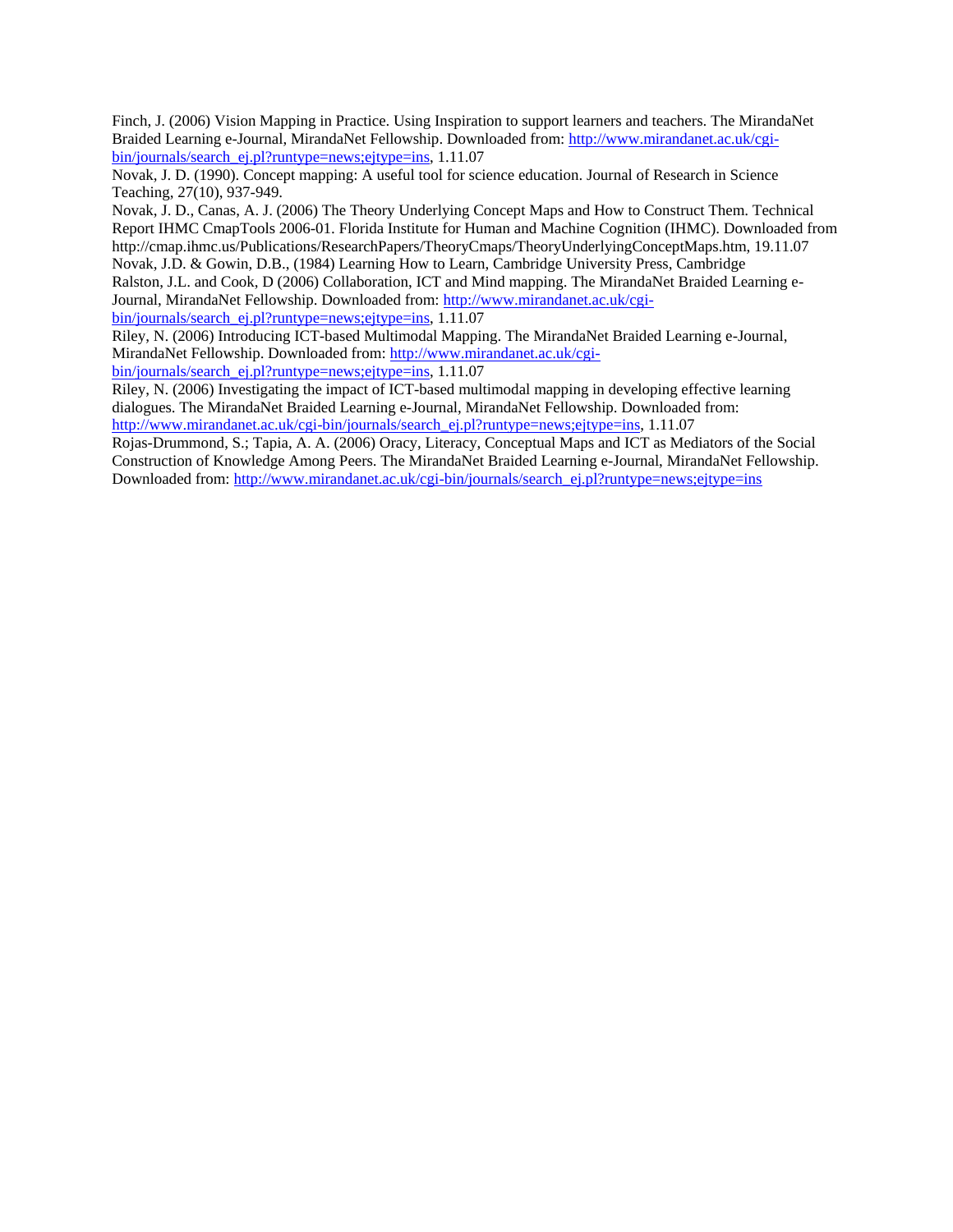Finch, J. (2006) Vision Mapping in Practice. Using Inspiration to support learners and teachers. The MirandaNet Braided Learning e-Journal, MirandaNet Fellowship. Downloaded from: http://www.mirandanet.ac.uk/cgi-bin/journals/search_ej.pl?runtype=news;ejtype=ins, 1.11.07

Novak, J. D. (1990). Concept mapping: A useful tool for science education. Journal of Research in Science Teaching, 27(10), 937-949.

Novak, J. D., Canas, A. J. (2006) The Theory Underlying Concept Maps and How to Construct Them. Technical Report IHMC CmapTools 2006-01. Florida Institute for Human and Machine Cognition (IHMC). Downloaded from http://cmap.ihmc.us/Publications/ResearchPapers/TheoryCmaps/TheoryUnderlyingConceptMaps.htm, 19.11.07

Novak, J.D. & Gowin, D.B., (1984) Learning How to Learn, Cambridge University Press, Cambridge

Ralston, J.L. and Cook, D (2006) Collaboration, ICT and Mind mapping. The MirandaNet Braided Learning e-Journal, MirandaNet Fellowship. Downloaded from: http://www.mirandanet.ac.uk/cgi-bin/journals/search_ej.pl?runtype=news;ejtype=ins, 1.11.07

Riley, N. (2006) Introducing ICT-based Multimodal Mapping. The MirandaNet Braided Learning e-Journal, MirandaNet Fellowship. Downloaded from: http://www.mirandanet.ac.uk/cgi-bin/journals/search_ej.pl?runtype=news;ejtype=ins, 1.11.07

Riley, N. (2006) Investigating the impact of ICT-based multimodal mapping in developing effective learning dialogues. The MirandaNet Braided Learning e-Journal, MirandaNet Fellowship. Downloaded from: http://www.mirandanet.ac.uk/cgi-bin/journals/search_ej.pl?runtype=news;ejtype=ins, 1.11.07

Rojas-Drummond, S.; Tapia, A. A. (2006) Oracy, Literacy, Conceptual Maps and ICT as Mediators of the Social Construction of Knowledge Among Peers. The MirandaNet Braided Learning e-Journal, MirandaNet Fellowship. Downloaded from: http://www.mirandanet.ac.uk/cgi-bin/journals/search_ej.pl?runtype=news;ejtype=ins